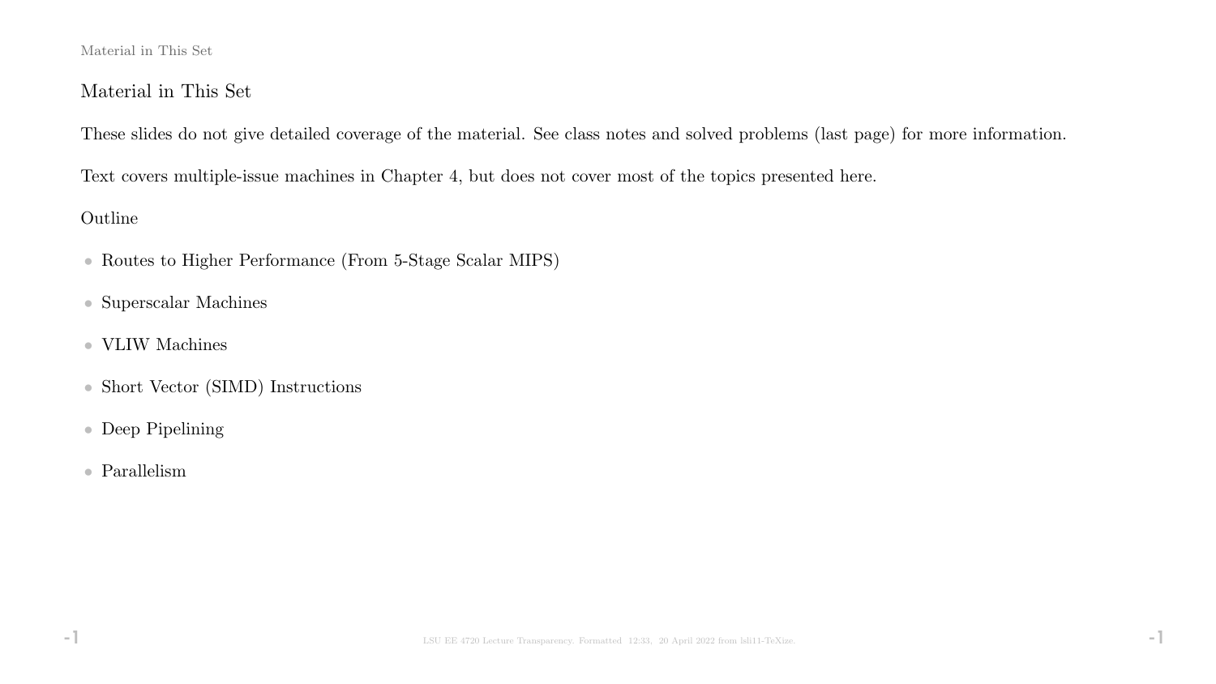## Material in This Set

These slides do not give detailed coverage of the material. See class notes and solved problems (last page) for more information.

Text covers multiple-issue machines in Chapter 4, but does not cover most of the topics presented here.

Outline

- Routes to Higher Performance (From 5-Stage Scalar MIPS)
- Superscalar Machines
- VLIW Machines
- Short Vector (SIMD) Instructions
- Deep Pipelining
- Parallelism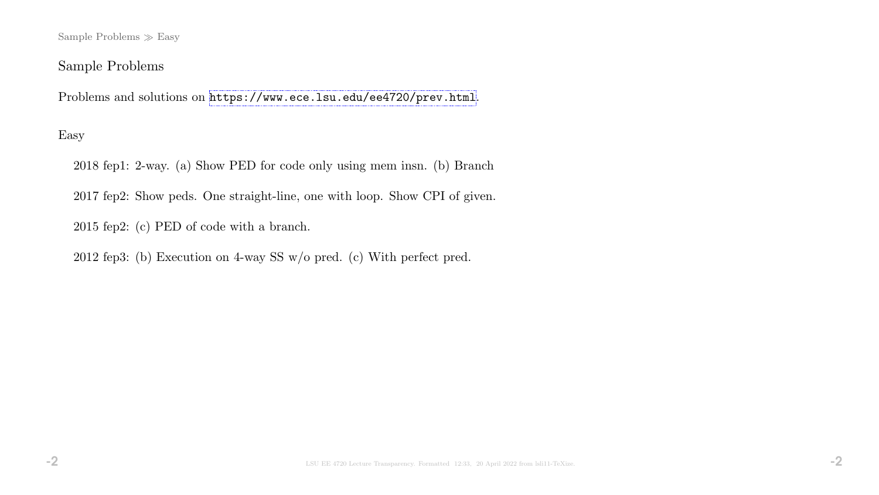## Sample Problems

Problems and solutions on https://www.ece.lsu.edu/ee4720/prev.html.

### Easy

2018 fep1: 2-way. (a) Show PED for code only using mem insn. (b) Branch

2017 fep2: Show peds. One straight-line, one with loop. Show CPI of given.

2015 fep2: (c) PED of code with a branch.

2012 fep3: (b) Execution on 4-way SS w/o pred. (c) With perfect pred.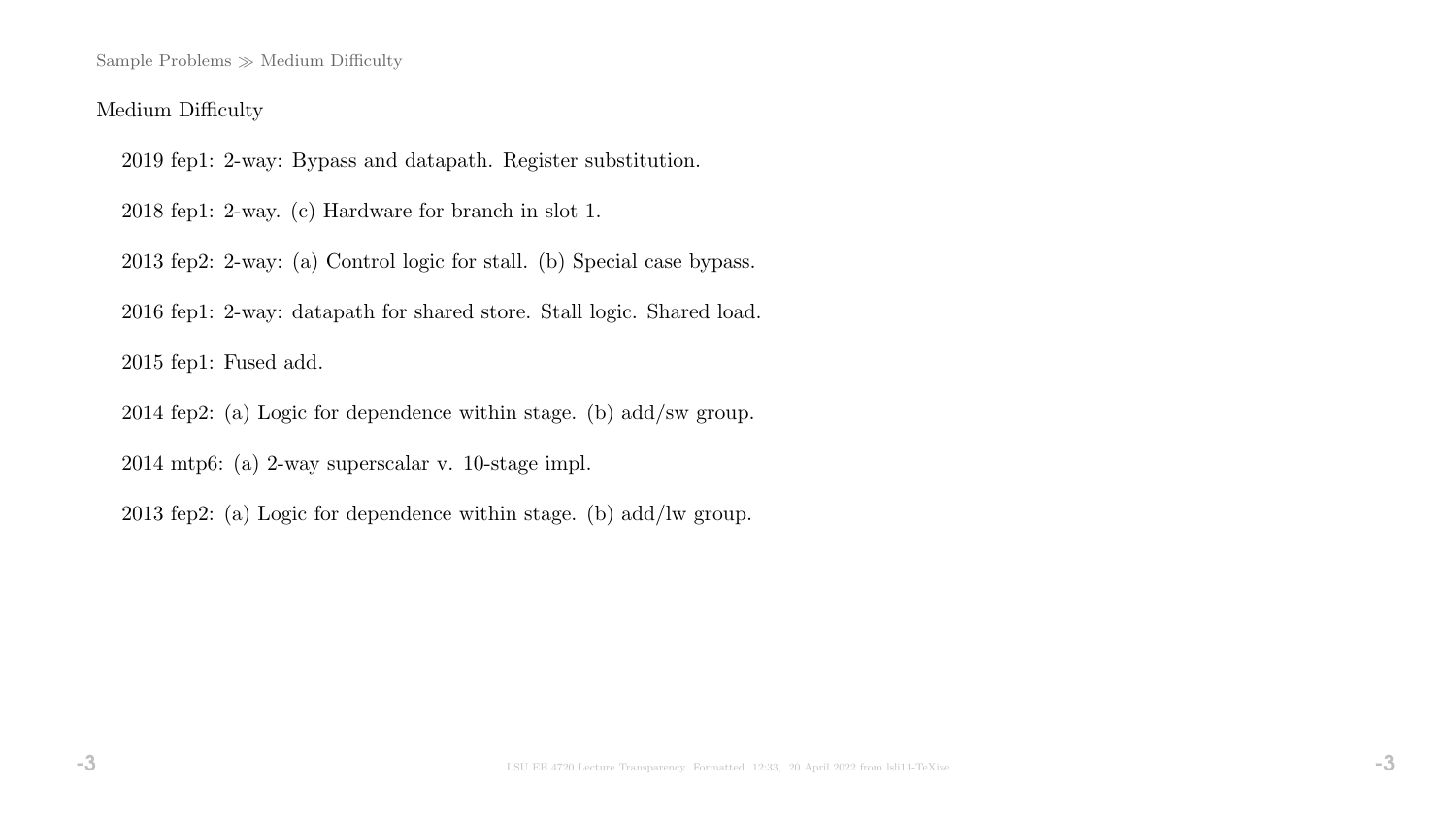## Medium Difficulty

2019 fep1: 2-way: Bypass and datapath. Register substitution.

2018 fep1: 2-way. (c) Hardware for branch in slot 1.

2013 fep2: 2-way: (a) Control logic for stall. (b) Special case bypass.

2016 fep1: 2-way: datapath for shared store. Stall logic. Shared load.

2015 fep1: Fused add.

2014 fep2: (a) Logic for dependence within stage. (b) add/sw group.

2014 mtp6: (a) 2-way superscalar v. 10-stage impl.

2013 fep2: (a) Logic for dependence within stage. (b) add/lw group.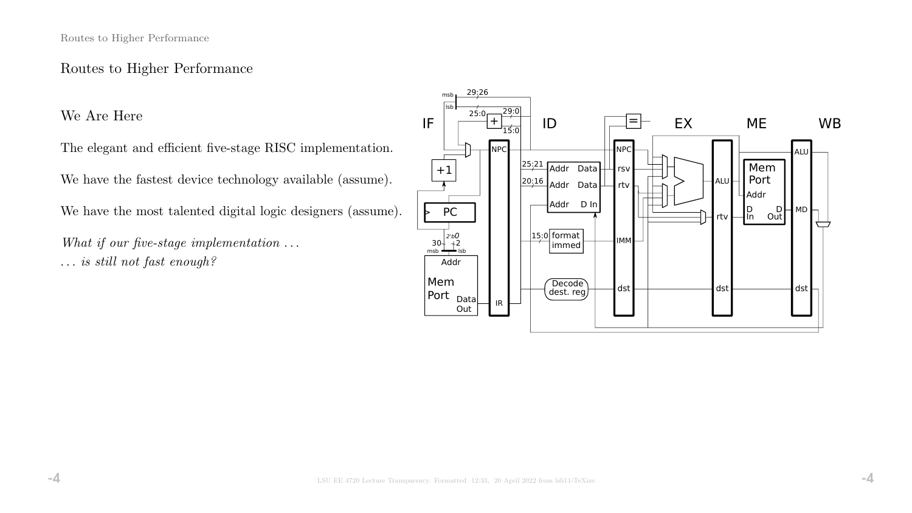# Routes to Higher Performance

## We Are Here

The elegant and efficient five-stage RISC implementation.

We have the fastest device technology available (assume).

We have the most talented digital logic designers (assume).

*What if our five-stage implementation . . .*
*. . . is still not fast enough?*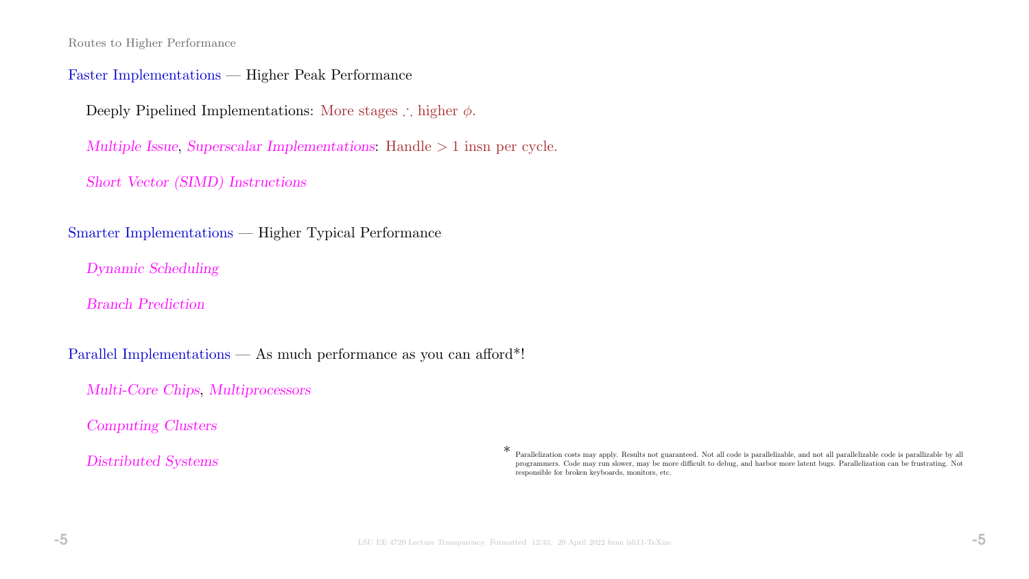## Routes to Higher Performance

### Faster Implementations — Higher Peak Performance

Deeply Pipelined Implementations: More stages $\therefore$ higher $\phi$.

*Multiple Issue*, *Superscalar Implementations*: Handle $> 1$ insn per cycle.

*Short Vector (SIMD) Instructions*

### Smarter Implementations — Higher Typical Performance

*Dynamic Scheduling*

*Branch Prediction*

### Parallel Implementations — As much performance as you can afford*!

*Multi-Core Chips*, *Multiprocessors*

*Computing Clusters*

*Distributed Systems*

\* Parallelization costs may apply. Results not guaranteed. Not all code is parallelizable, and not all parallelizable code is parallizable by all programmers. Code may run slower, may be more difficult to debug, and harbor more latent bugs. Parallelization can be frustrating. Not responsible for broken keyboards, monitors, etc.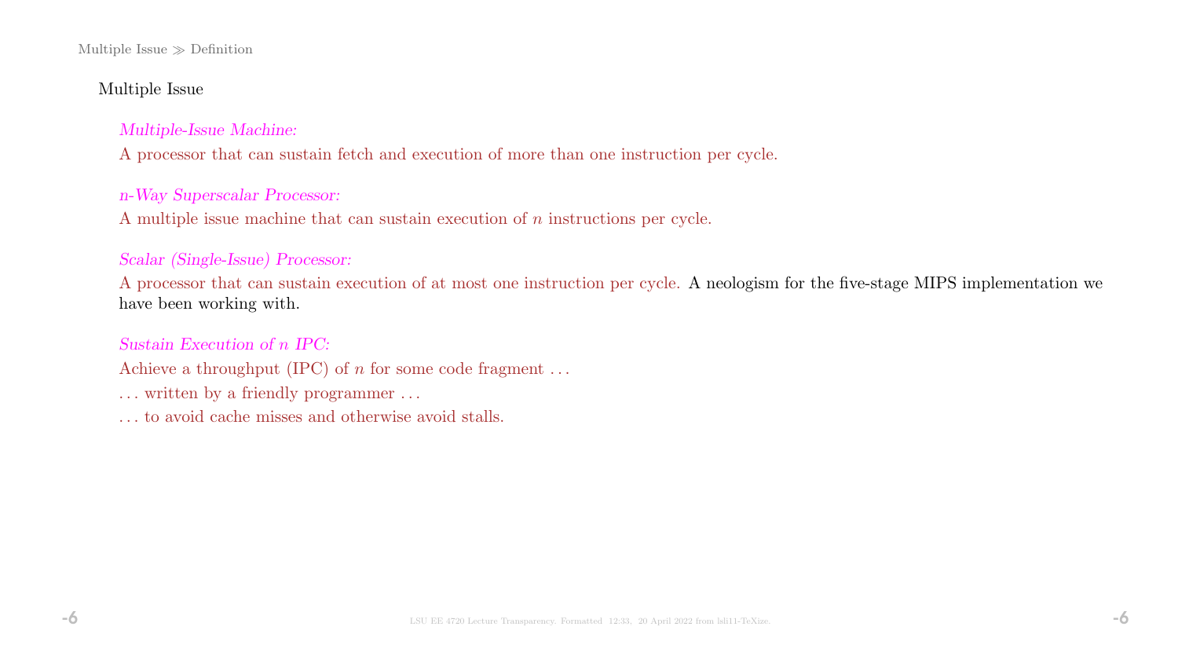## Multiple Issue

*Multiple-Issue Machine:*

A processor that can sustain fetch and execution of more than one instruction per cycle.

*$n$-Way Superscalar Processor:*

A multiple issue machine that can sustain execution of $n$ instructions per cycle.

*Scalar (Single-Issue) Processor:*

A processor that can sustain execution of at most one instruction per cycle. A neologism for the five-stage MIPS implementation we have been working with.

*Sustain Execution of $n$ IPC:*

Achieve a throughput (IPC) of $n$ for some code fragment ...

... written by a friendly programmer ...

... to avoid cache misses and otherwise avoid stalls.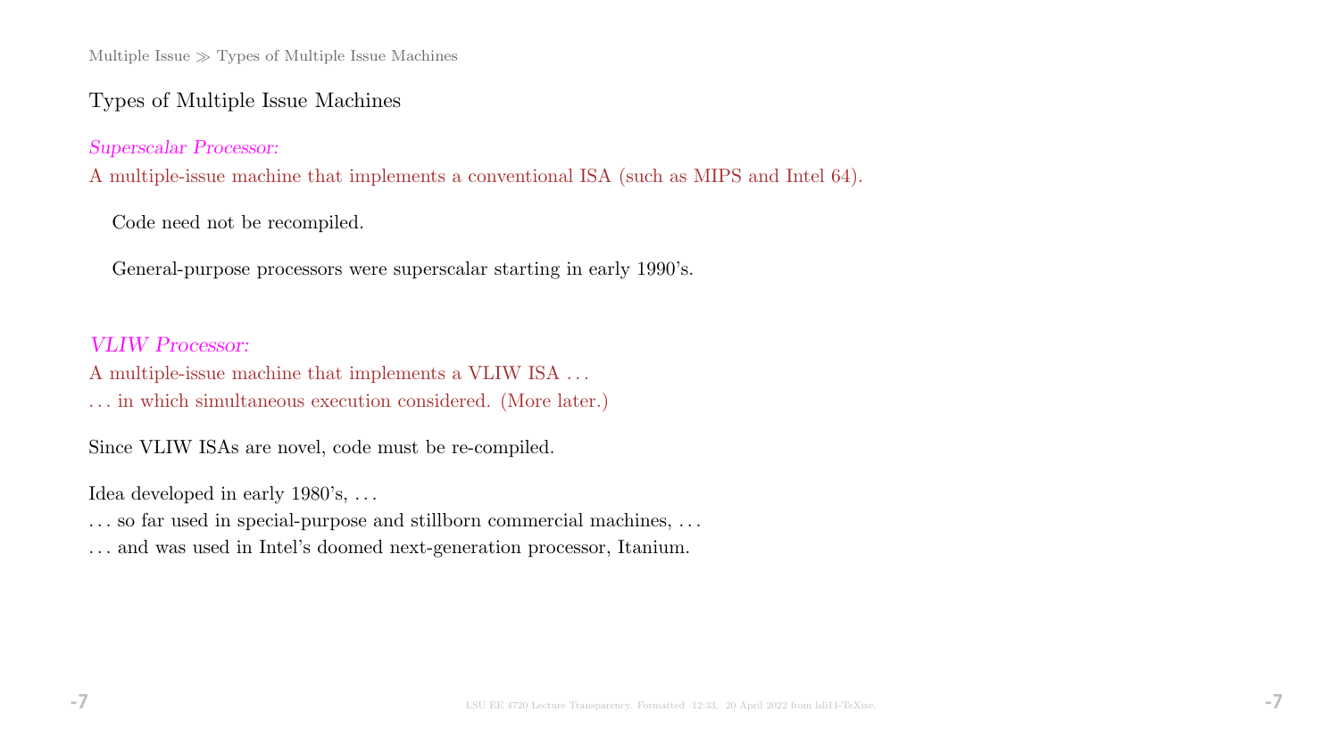## Types of Multiple Issue Machines

*Superscalar Processor:*

A multiple-issue machine that implements a conventional ISA (such as MIPS and Intel 64).

Code need not be recompiled.

General-purpose processors were superscalar starting in early 1990's.

*VLIW Processor:*

A multiple-issue machine that implements a VLIW ISA ...

... in which simultaneous execution considered. (More later.)

Since VLIW ISAs are novel, code must be re-compiled.

Idea developed in early 1980's, ...

... so far used in special-purpose and stillborn commercial machines, ...

... and was used in Intel's doomed next-generation processor, Itanium.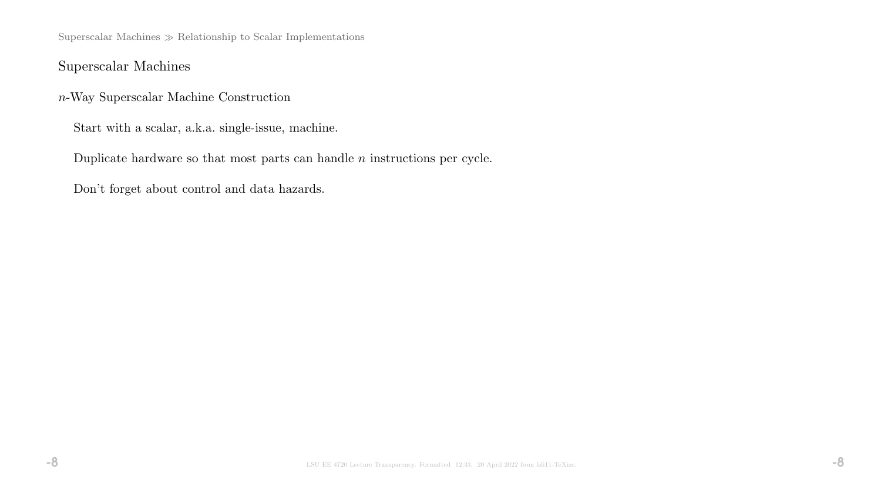## Superscalar Machines

### $n$-Way Superscalar Machine Construction

Start with a scalar, a.k.a. single-issue, machine.

Duplicate hardware so that most parts can handle $n$ instructions per cycle.

Don't forget about control and data hazards.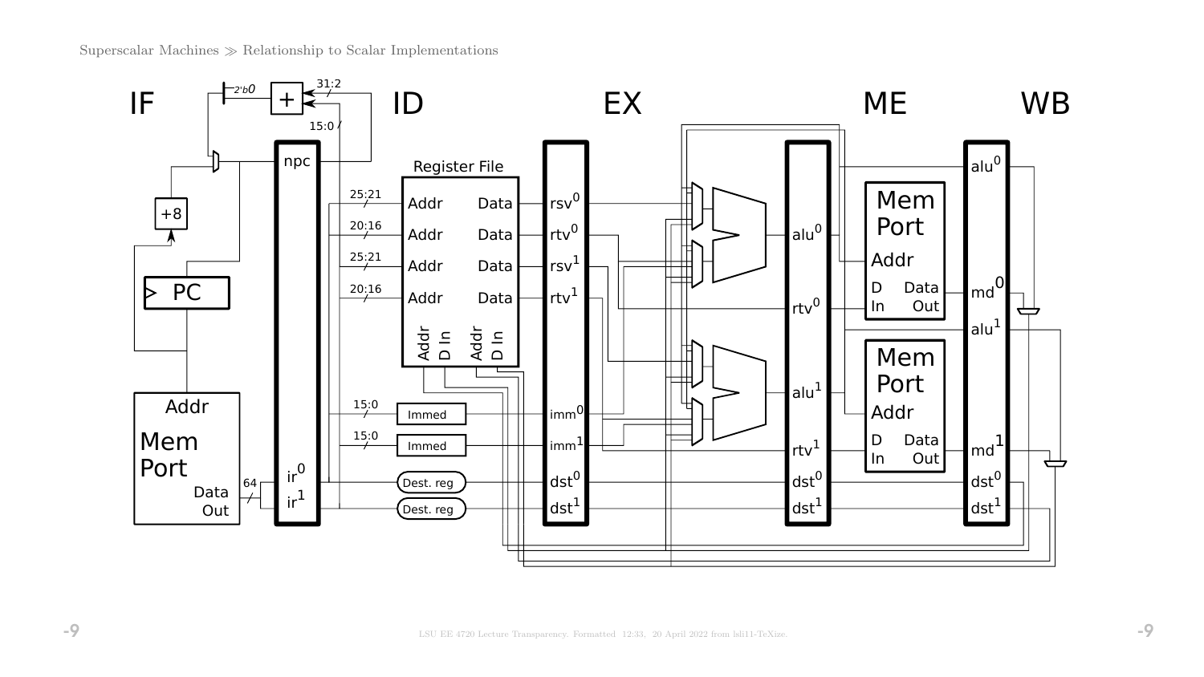IF ID EX ME WB

npc

Register File

25:21 Addr Data rsv0

20:16 Addr Data rtv0

25:21 Addr Data rsv1

20:16 Addr Data rtv1

Addr D In Addr D In

15:0 Immed imm0

15:0 Immed imm1

Dest. reg dst0

Dest. reg dst1

ir0

ir1

64

Mem Port

Addr

Data Out

PC

+8

+

2'b0

31:2

15:0

alu0

rtv0

alu1

rtv1

dst0

dst1

Mem Port

Addr

D In Data Out

Mem Port

Addr

D In Data Out

alu0

md0

alu1

md1

dst0

dst1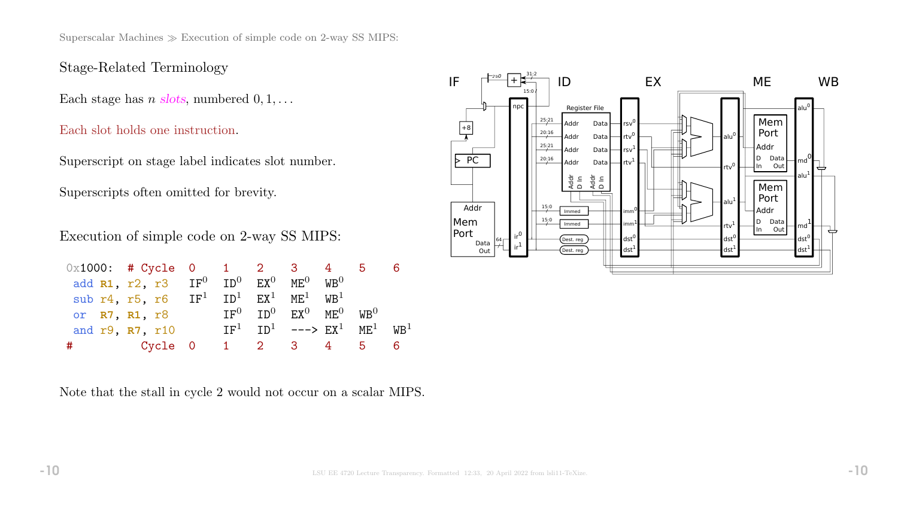Superscalar Machines ≫ Execution of simple code on 2-way SS MIPS:

## Stage-Related Terminology

Each stage has $n$ *slots*, numbered $0, 1, \ldots$

Each slot holds one instruction.

Superscript on stage label indicates slot number.

Superscripts often omitted for brevity.

## Execution of simple code on 2-way SS MIPS:

```
0x1000:  # Cycle  0    1    2    3     4    5    6
 add R1, r2, r3   IF0  ID0  EX0  ME0   WB0
 sub r4, r5, r6   IF1  ID1  EX1  ME1   WB1
 or  R7, R1, r8        IF0  ID0  EX0   ME0  WB0
 and r9, R7, r10       IF1  ID1  --->  EX1  ME1  WB1
#          Cycle  0    1    2    3     4    5    6
```

Note that the stall in cycle 2 would not occur on a scalar MIPS.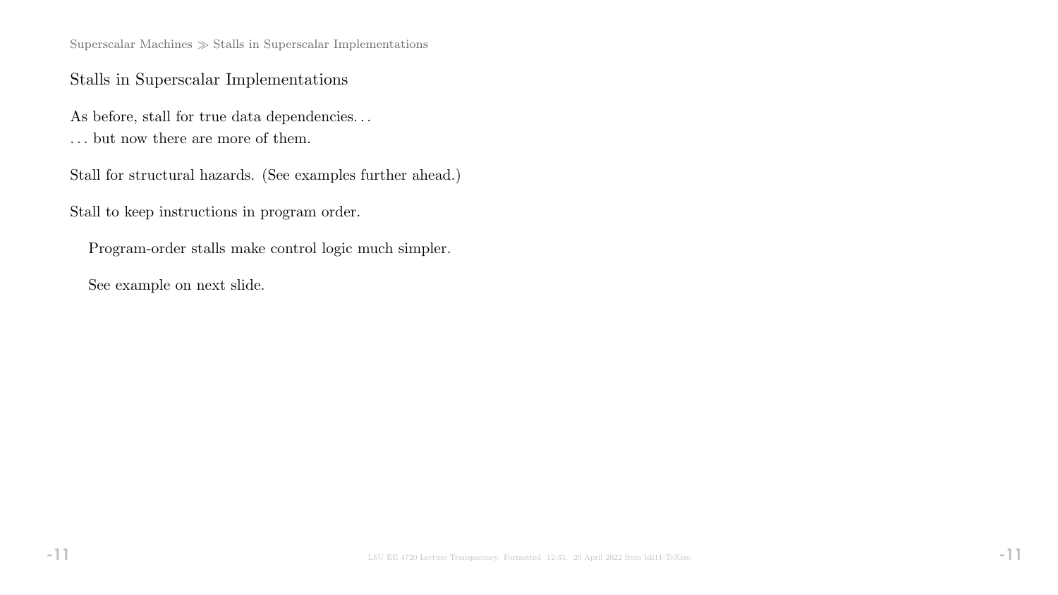## Stalls in Superscalar Implementations

As before, stall for true data dependencies...
... but now there are more of them.

Stall for structural hazards. (See examples further ahead.)

Stall to keep instructions in program order.

Program-order stalls make control logic much simpler.

See example on next slide.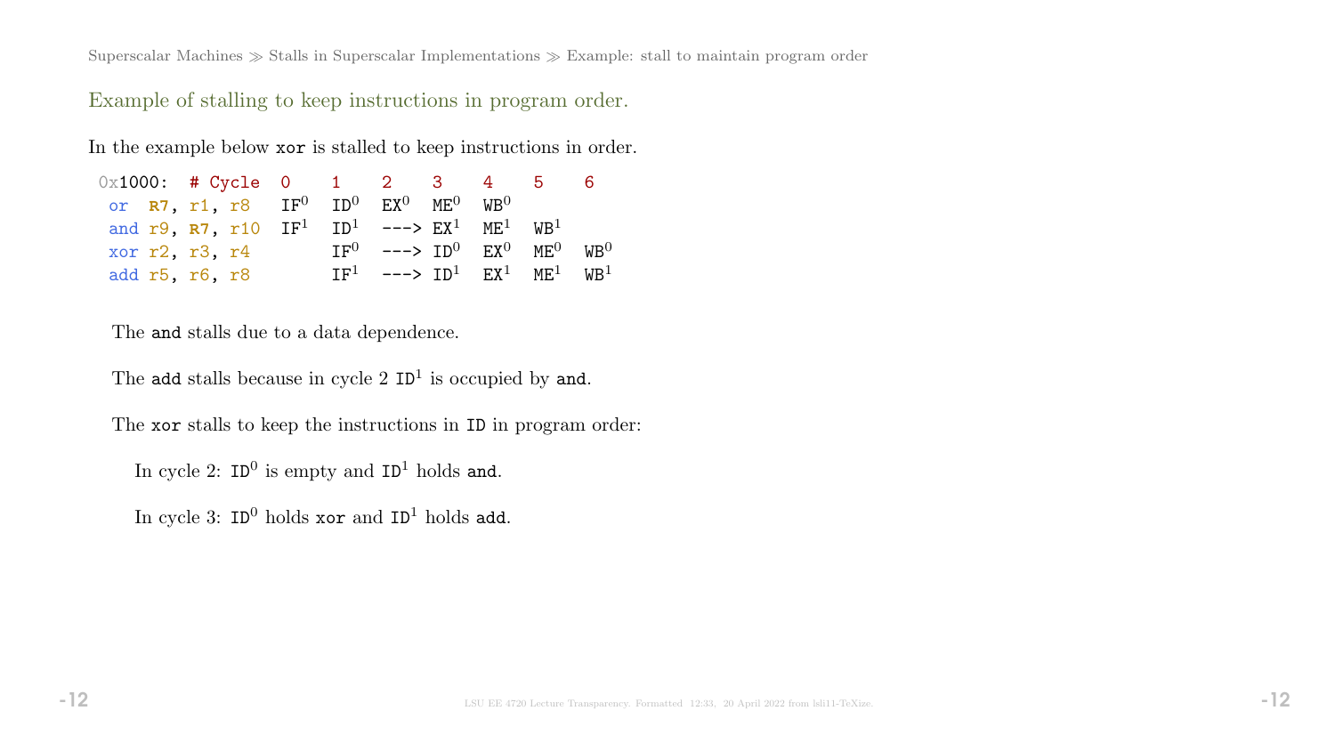## Example of stalling to keep instructions in program order.

In the example below xor is stalled to keep instructions in order.

```
0x1000: # Cycle  0     1     2     3     4     5     6
 or  R7, r1, r8  IF0   ID0   EX0   ME0   WB0
 and r9, R7, r10 IF1   ID1   ----> EX1   ME1   WB1
 xor r2, r3, r4        IF0   ----> ID0   EX0   ME0   WB0
 add r5, r6, r8        IF1   ----> ID1   EX1   ME1   WB1
```

The and stalls due to a data dependence.

The add stalls because in cycle 2 $\mathtt{ID}^1$ is occupied by and.

The xor stalls to keep the instructions in ID in program order:

In cycle 2: $\mathtt{ID}^0$ is empty and $\mathtt{ID}^1$ holds and.

In cycle 3: $\mathtt{ID}^0$ holds xor and $\mathtt{ID}^1$ holds add.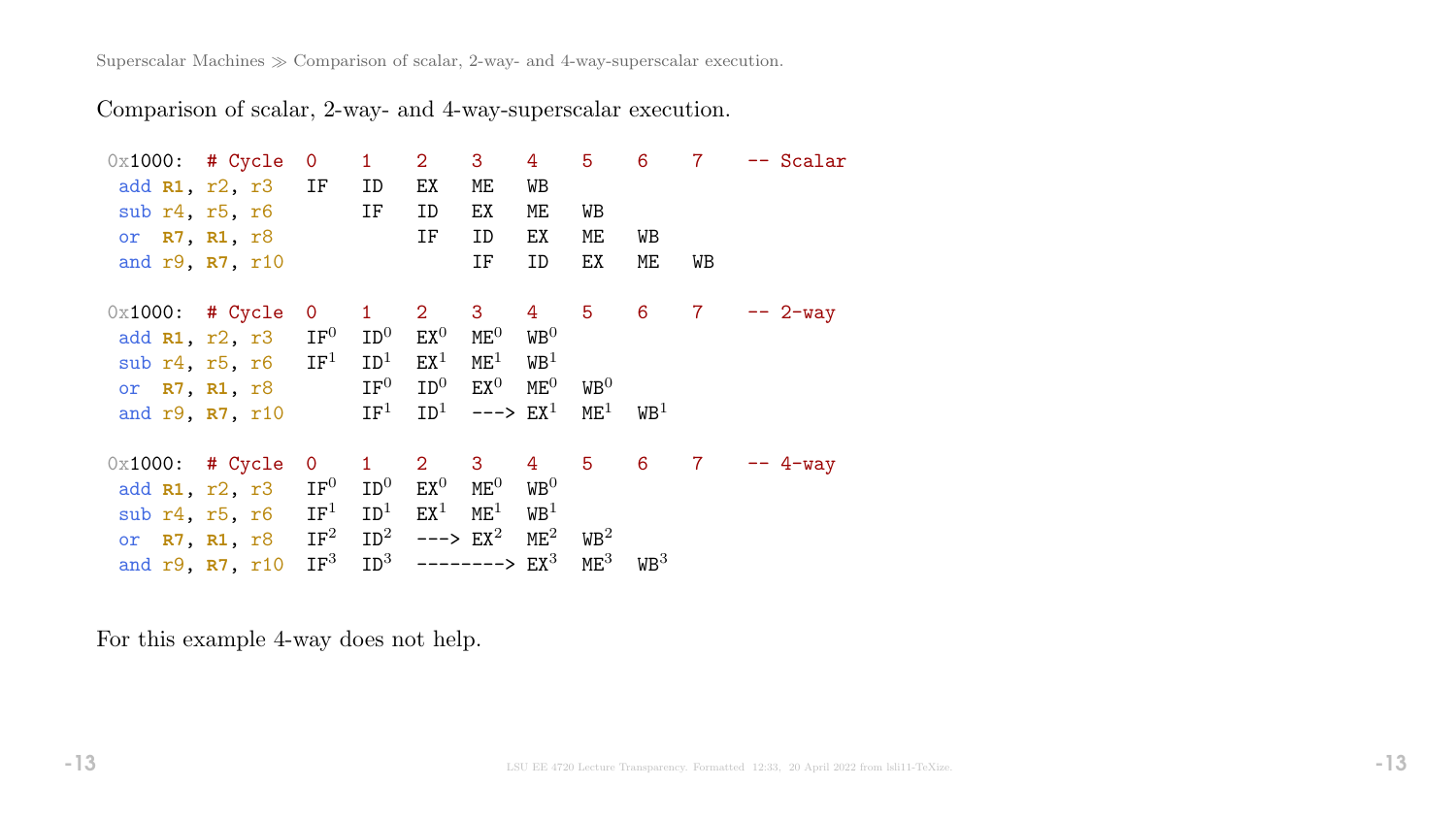Comparison of scalar, 2-way- and 4-way-superscalar execution.

```
0x1000: # Cycle  0    1    2    3    4    5    6    7    -- Scalar
 add R1, r2, r3  IF   ID   EX   ME   WB
 sub r4, r5, r6       IF   ID   EX   ME   WB
 or  R7, R1, r8            IF   ID   EX   ME   WB
 and r9, R7, r10                IF   ID   EX   ME   WB

0x1000: # Cycle  0    1    2    3    4    5    6    7    -- 2-way
 add R1, r2, r3  IF0  ID0  EX0  ME0  WB0
 sub r4, r5, r6  IF1  ID1  EX1  ME1  WB1
 or  R7, R1, r8       IF0  ID0  EX0  ME0  WB0
 and r9, R7, r10      IF1  ID1  ---> EX1  ME1  WB1

0x1000: # Cycle  0    1    2    3    4    5    6    7    -- 4-way
 add R1, r2, r3  IF0  ID0  EX0  ME0  WB0
 sub r4, r5, r6  IF1  ID1  EX1  ME1  WB1
 or  R7, R1, r8  IF2  ID2  ---> EX2  ME2  WB2
 and r9, R7, r10 IF3  ID3  --------> EX3  ME3  WB3
```

For this example 4-way does not help.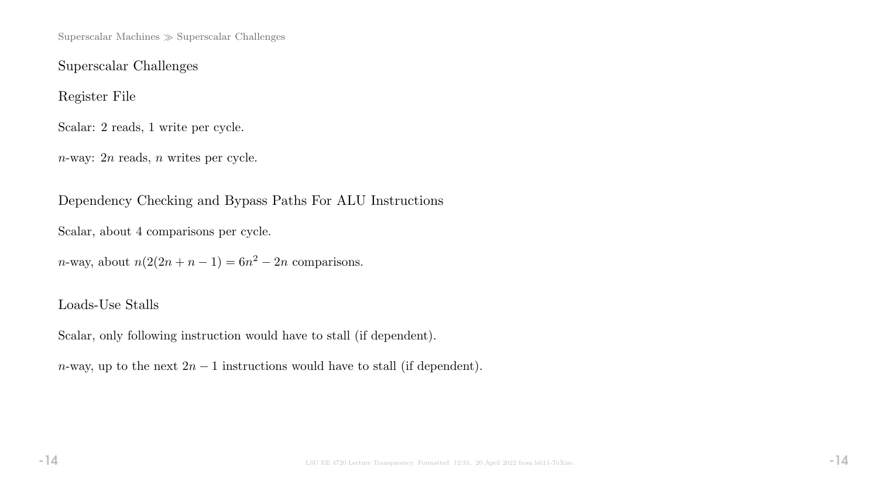# Superscalar Challenges

## Register File

Scalar: 2 reads, 1 write per cycle.

$n$-way: $2n$ reads, $n$ writes per cycle.

## Dependency Checking and Bypass Paths For ALU Instructions

Scalar, about 4 comparisons per cycle.

$n$-way, about $n(2(2n + n - 1) = 6n^2 - 2n$ comparisons.

## Loads-Use Stalls

Scalar, only following instruction would have to stall (if dependent).

$n$-way, up to the next $2n - 1$ instructions would have to stall (if dependent).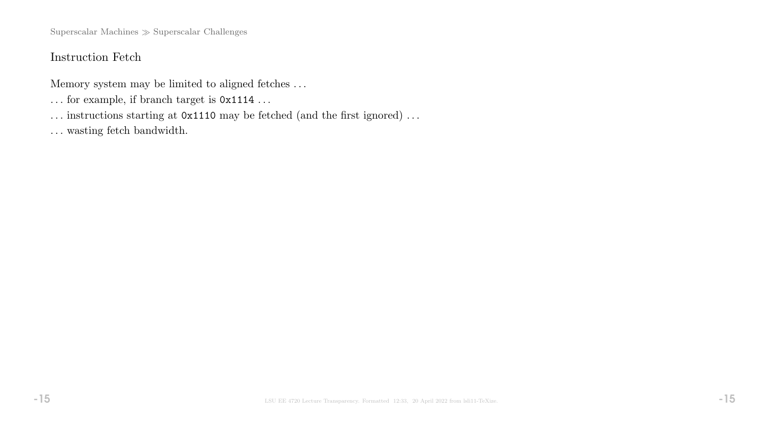## Instruction Fetch

Memory system may be limited to aligned fetches . . .

. . . for example, if branch target is `0x1114` . . .

. . . instructions starting at `0x1110` may be fetched (and the first ignored) . . .

. . . wasting fetch bandwidth.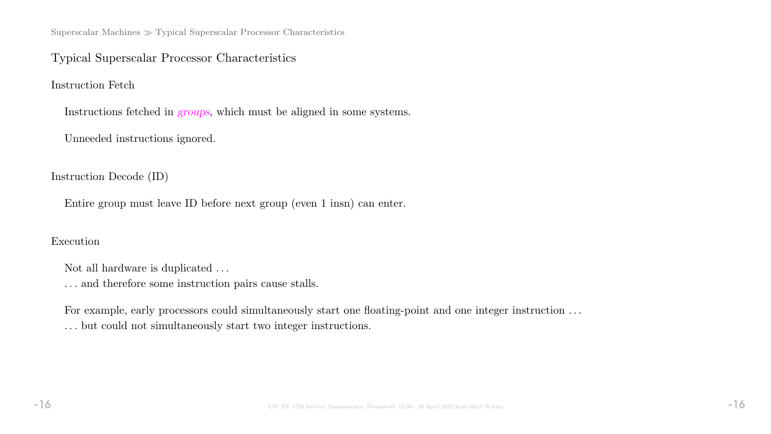## Typical Superscalar Processor Characteristics

### Instruction Fetch

Instructions fetched in *groups*, which must be aligned in some systems.

Unneeded instructions ignored.

### Instruction Decode (ID)

Entire group must leave ID before next group (even 1 insn) can enter.

### Execution

Not all hardware is duplicated . . .
. . . and therefore some instruction pairs cause stalls.

For example, early processors could simultaneously start one floating-point and one integer instruction . . .
. . . but could not simultaneously start two integer instructions.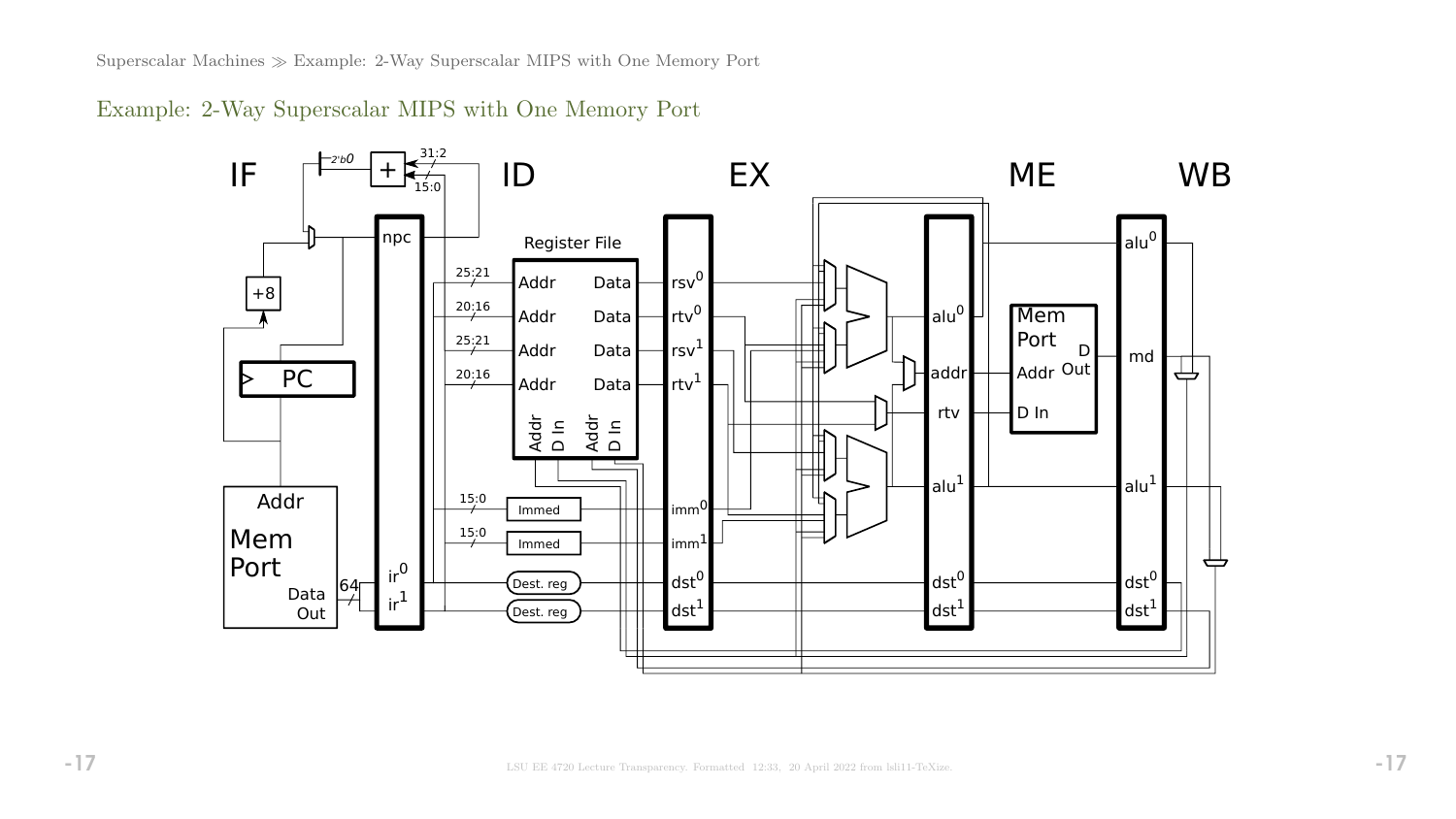## Example: 2-Way Superscalar MIPS with One Memory Port

IF ID EX ME WB

2'b0 + 31:2 15:0 +8 PC npc Addr Mem Port Data Out 64 ir0 ir1

Register File: 25:21 Addr Data; 20:16 Addr Data; 25:21 Addr Data; 20:16 Addr Data; Addr D In Addr D In

15:0 Immed; 15:0 Immed; Dest. reg; Dest. reg

rsv0 rtv0 rsv1 rtv1 imm0 imm1 dst0 dst1

alu0 addr rtv alu1 dst0 dst1

Mem Port Addr D In D Out

alu0 md alu1 dst0 dst1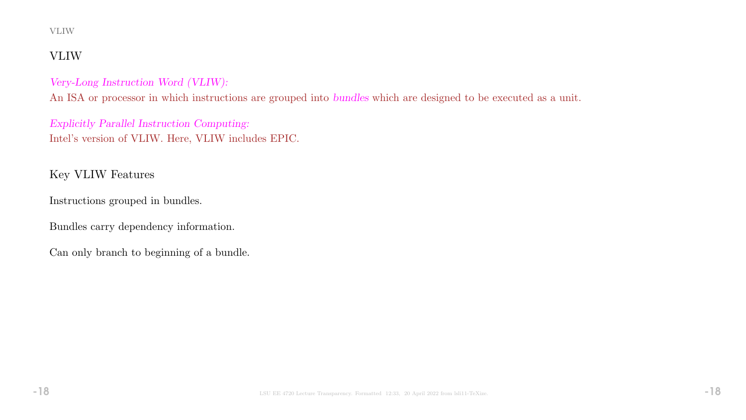## VLIW

*Very-Long Instruction Word (VLIW):*
An ISA or processor in which instructions are grouped into *bundles* which are designed to be executed as a unit.

*Explicitly Parallel Instruction Computing:*
Intel's version of VLIW. Here, VLIW includes EPIC.

### Key VLIW Features

Instructions grouped in bundles.

Bundles carry dependency information.

Can only branch to beginning of a bundle.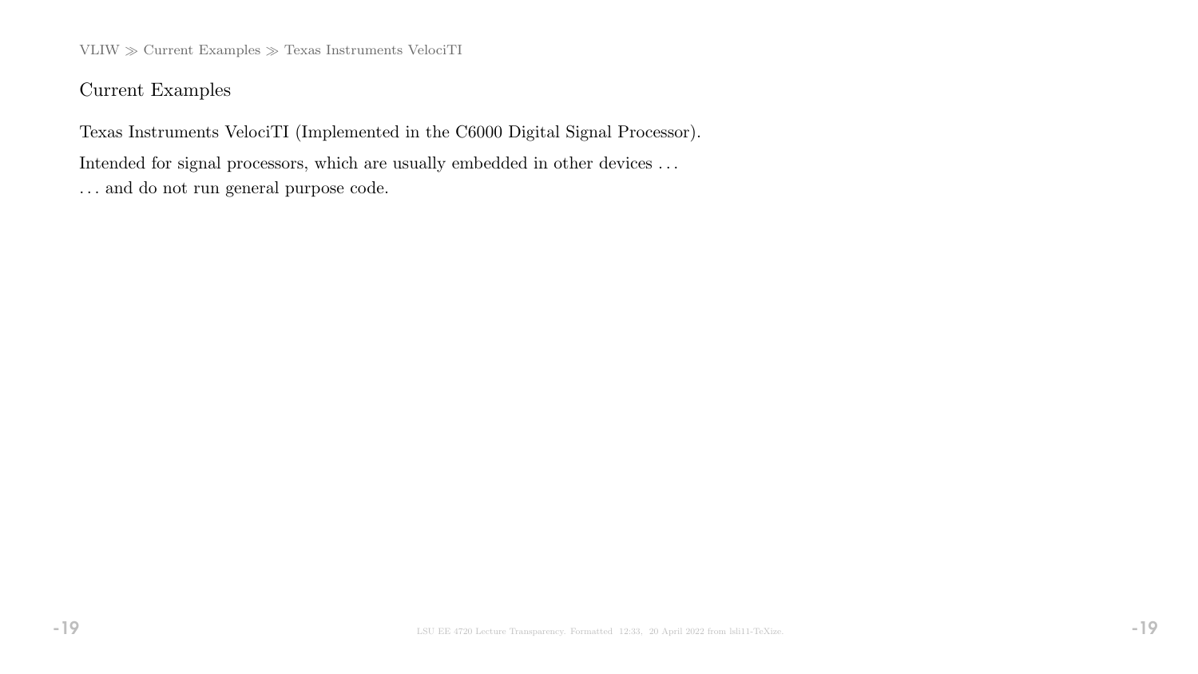## Current Examples

Texas Instruments VelociTI (Implemented in the C6000 Digital Signal Processor).

Intended for signal processors, which are usually embedded in other devices . . .

. . . and do not run general purpose code.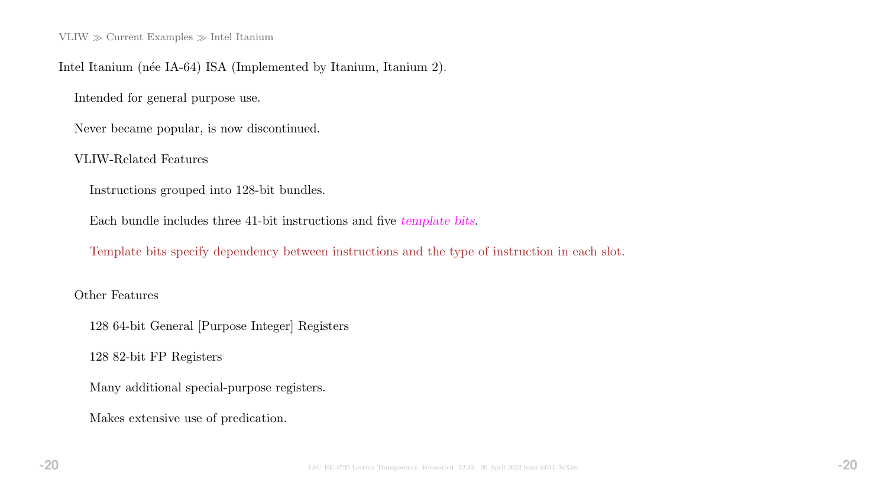VLIW ≫ Current Examples ≫ Intel Itanium

Intel Itanium (née IA-64) ISA (Implemented by Itanium, Itanium 2).

- Intended for general purpose use.
- Never became popular, is now discontinued.
- VLIW-Related Features
  - Instructions grouped into 128-bit bundles.
  - Each bundle includes three 41-bit instructions and five *template bits*.
  - Template bits specify dependency between instructions and the type of instruction in each slot.
- Other Features
  - 128 64-bit General [Purpose Integer] Registers
  - 128 82-bit FP Registers
  - Many additional special-purpose registers.
  - Makes extensive use of predication.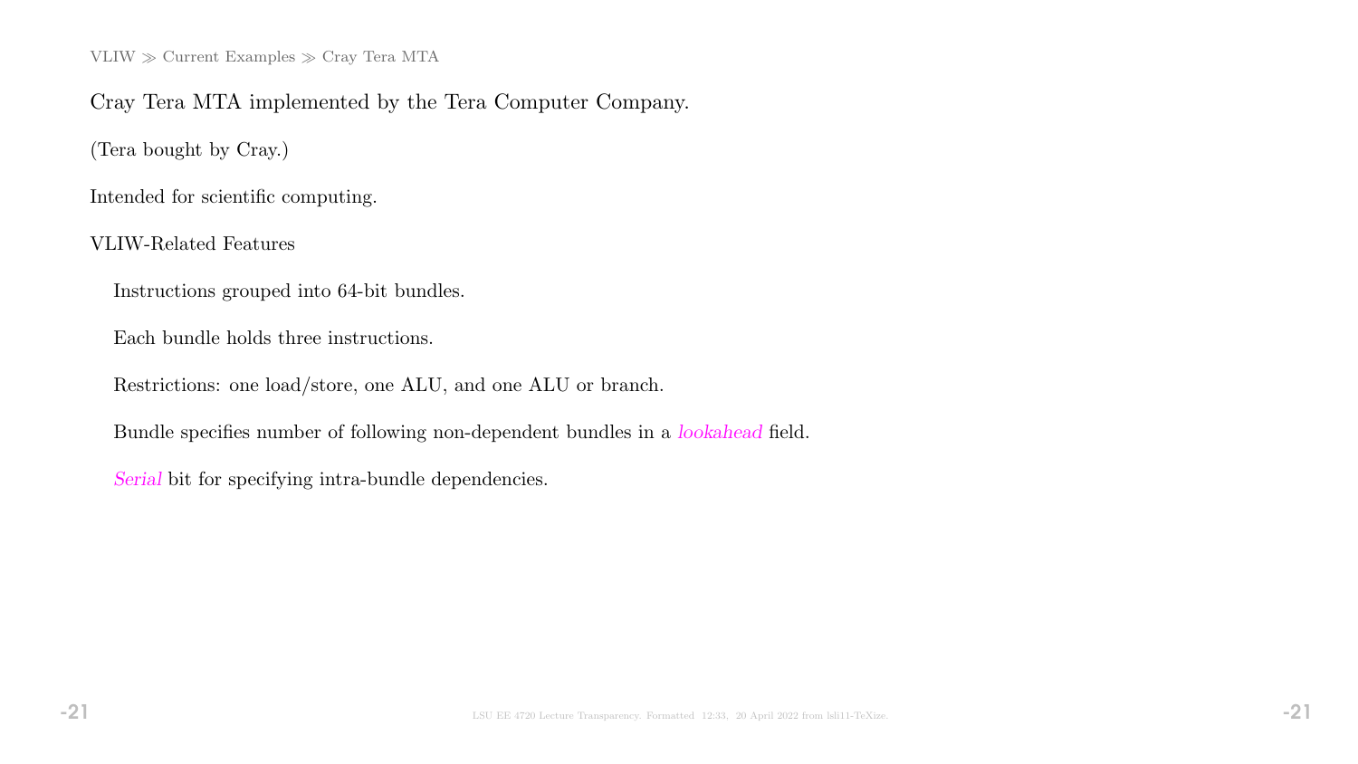VLIW ≫ Current Examples ≫ Cray Tera MTA

Cray Tera MTA implemented by the Tera Computer Company.

(Tera bought by Cray.)

Intended for scientific computing.

VLIW-Related Features

- Instructions grouped into 64-bit bundles.
- Each bundle holds three instructions.
- Restrictions: one load/store, one ALU, and one ALU or branch.
- Bundle specifies number of following non-dependent bundles in a *lookahead* field.
- *Serial* bit for specifying intra-bundle dependencies.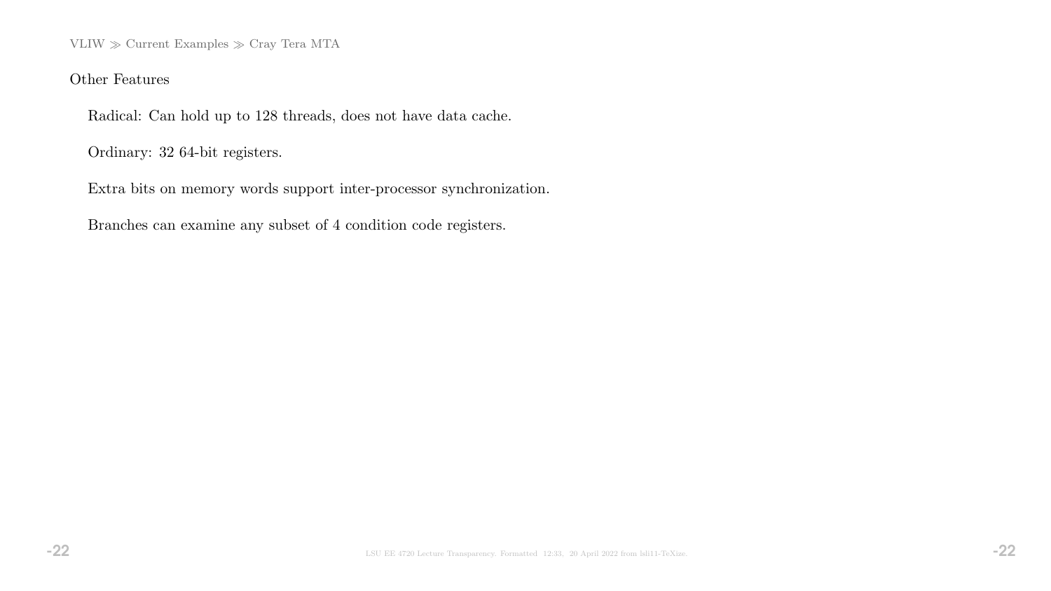## Other Features

Radical: Can hold up to 128 threads, does not have data cache.

Ordinary: 32 64-bit registers.

Extra bits on memory words support inter-processor synchronization.

Branches can examine any subset of 4 condition code registers.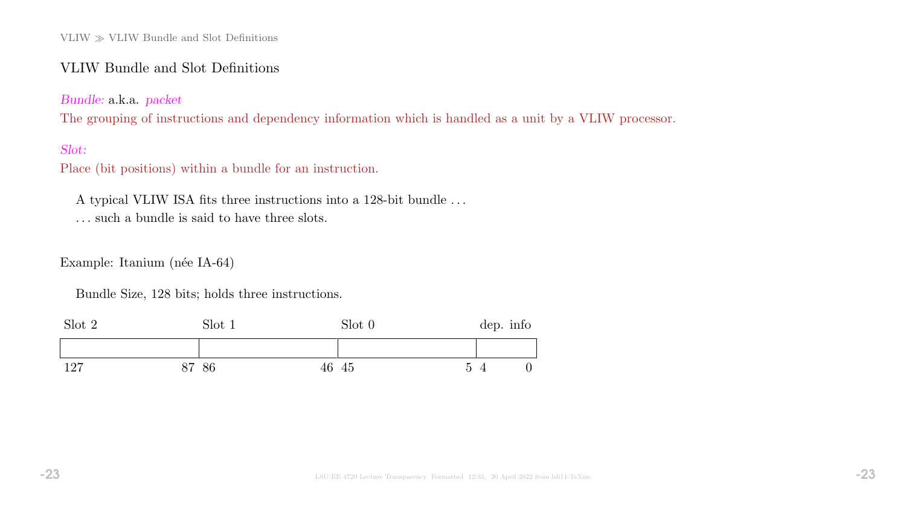## VLIW Bundle and Slot Definitions

*Bundle:* a.k.a. *packet*

The grouping of instructions and dependency information which is handled as a unit by a VLIW processor.

*Slot:*

Place (bit positions) within a bundle for an instruction.

A typical VLIW ISA fits three instructions into a 128-bit bundle . . .

. . . such a bundle is said to have three slots.

Example: Itanium (née IA-64)

Bundle Size, 128 bits; holds three instructions.

| Slot 2 | Slot 1 | Slot 0 | dep. info |
|---|---|---|---|
| | | | |
| 127 &nbsp;&nbsp; 87 | 86 &nbsp;&nbsp; 46 | 45 &nbsp;&nbsp; 5 | 4 &nbsp;&nbsp; 0 |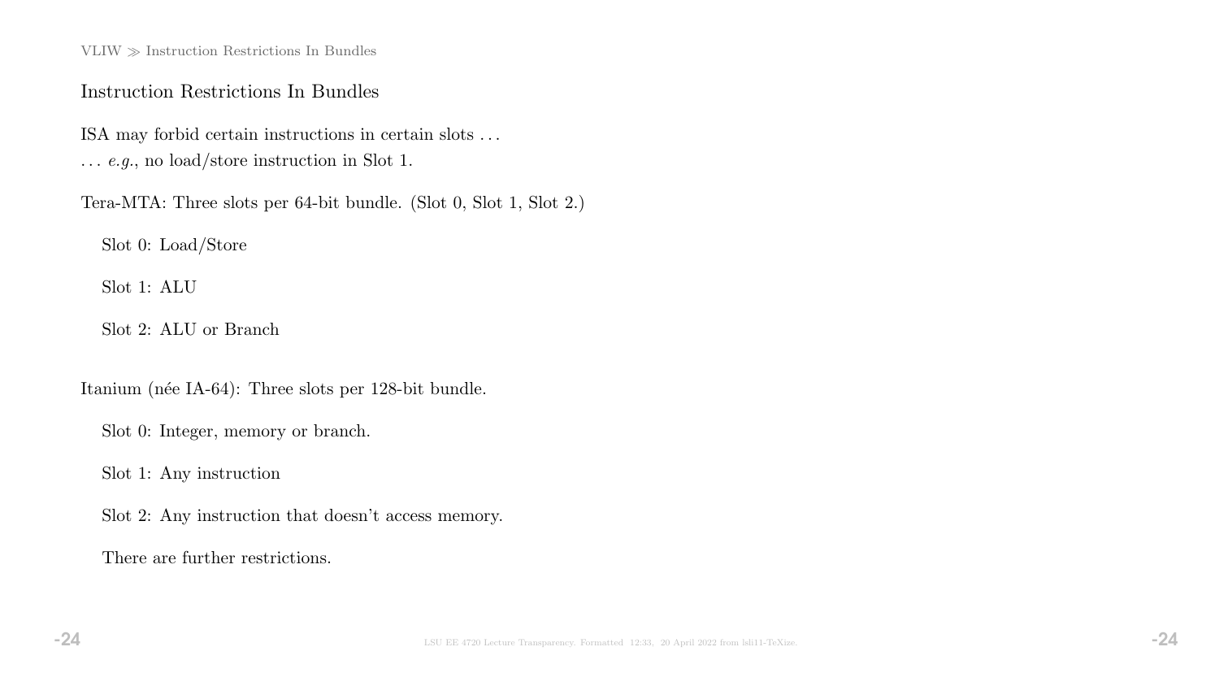## Instruction Restrictions In Bundles

ISA may forbid certain instructions in certain slots . . .
. . . *e.g.*, no load/store instruction in Slot 1.

Tera-MTA: Three slots per 64-bit bundle. (Slot 0, Slot 1, Slot 2.)

Slot 0: Load/Store

Slot 1: ALU

Slot 2: ALU or Branch

Itanium (née IA-64): Three slots per 128-bit bundle.

Slot 0: Integer, memory or branch.

Slot 1: Any instruction

Slot 2: Any instruction that doesn't access memory.

There are further restrictions.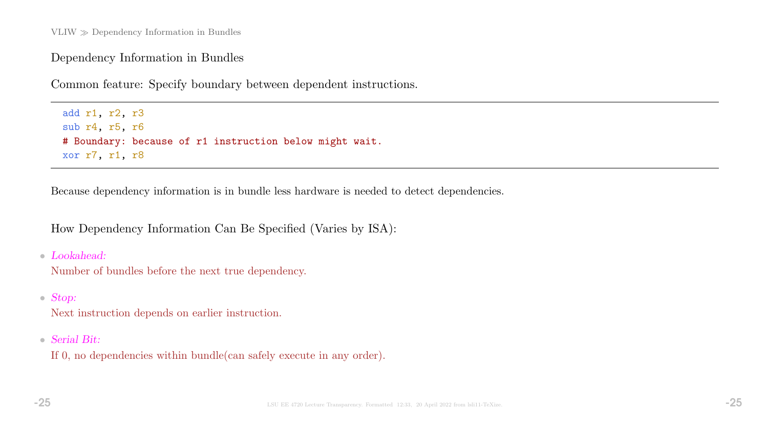## Dependency Information in Bundles

Common feature: Specify boundary between dependent instructions.

```
add r1, r2, r3
sub r4, r5, r6
# Boundary: because of r1 instruction below might wait.
xor r7, r1, r8
```

Because dependency information is in bundle less hardware is needed to detect dependencies.

How Dependency Information Can Be Specified (Varies by ISA):

- *Lookahead:*
  Number of bundles before the next true dependency.
- *Stop:*
  Next instruction depends on earlier instruction.
- *Serial Bit:*
  If 0, no dependencies within bundle(can safely execute in any order).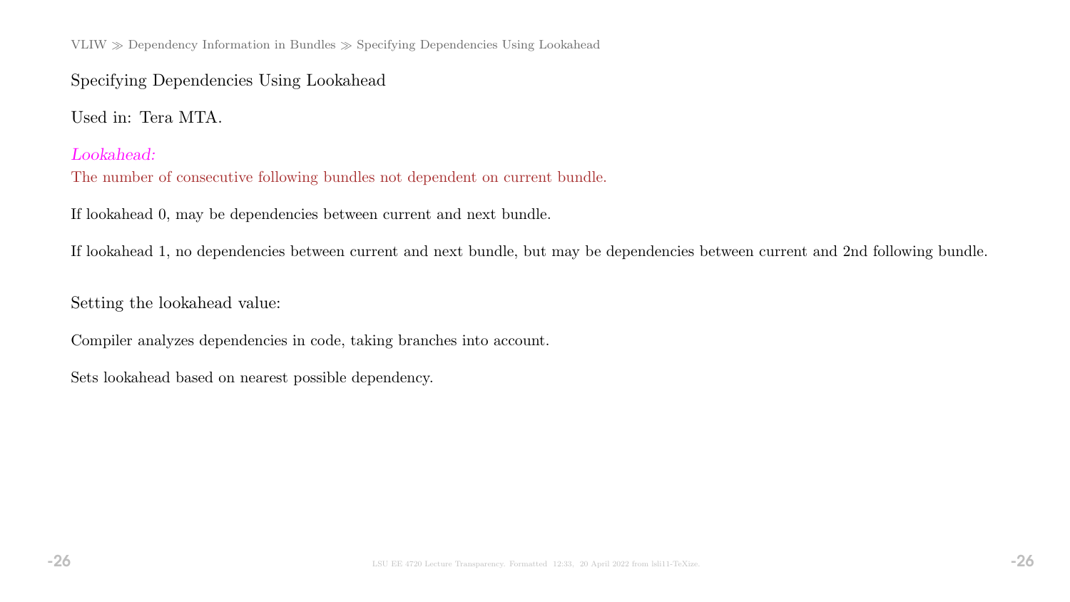## Specifying Dependencies Using Lookahead

Used in: Tera MTA.

*Lookahead:*
The number of consecutive following bundles not dependent on current bundle.

If lookahead 0, may be dependencies between current and next bundle.

If lookahead 1, no dependencies between current and next bundle, but may be dependencies between current and 2nd following bundle.

Setting the lookahead value:

Compiler analyzes dependencies in code, taking branches into account.

Sets lookahead based on nearest possible dependency.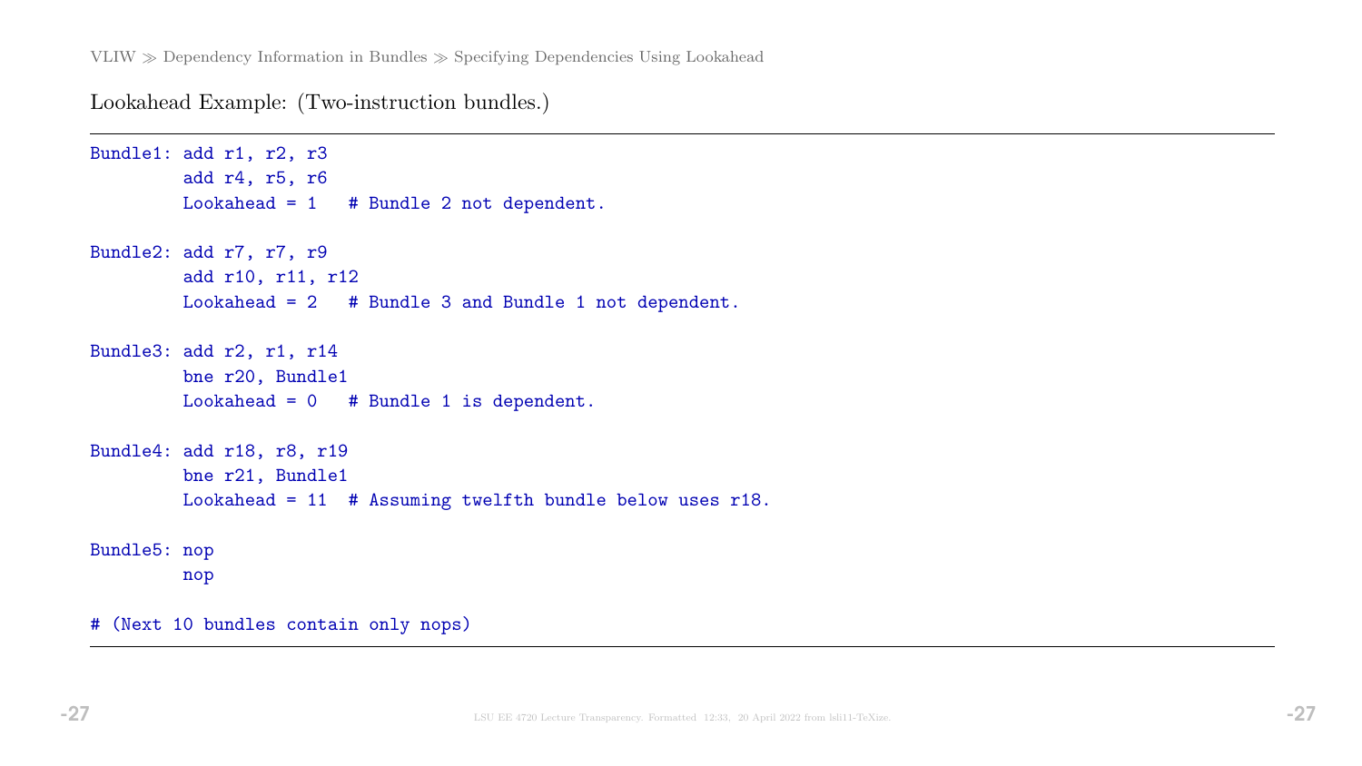Lookahead Example: (Two-instruction bundles.)

```
Bundle1: add r1, r2, r3
         add r4, r5, r6
         Lookahead = 1   # Bundle 2 not dependent.

Bundle2: add r7, r7, r9
         add r10, r11, r12
         Lookahead = 2   # Bundle 3 and Bundle 1 not dependent.

Bundle3: add r2, r1, r14
         bne r20, Bundle1
         Lookahead = 0   # Bundle 1 is dependent.

Bundle4: add r18, r8, r19
         bne r21, Bundle1
         Lookahead = 11  # Assuming twelfth bundle below uses r18.

Bundle5: nop
         nop

# (Next 10 bundles contain only nops)
```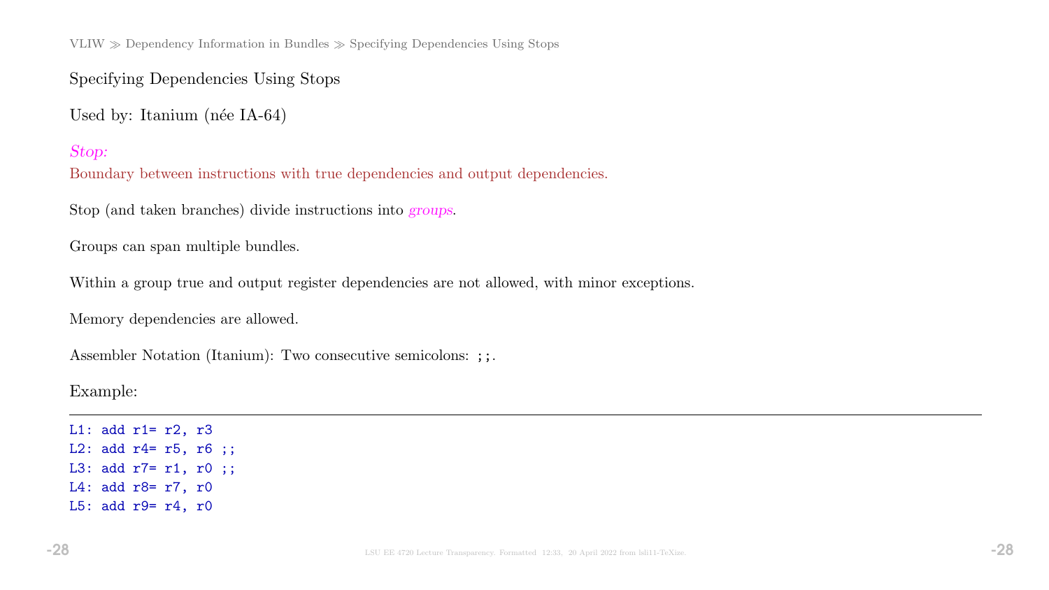# Specifying Dependencies Using Stops

Used by: Itanium (née IA-64)

*Stop:*
Boundary between instructions with true dependencies and output dependencies.

Stop (and taken branches) divide instructions into *groups*.

Groups can span multiple bundles.

Within a group true and output register dependencies are not allowed, with minor exceptions.

Memory dependencies are allowed.

Assembler Notation (Itanium): Two consecutive semicolons: `;;`.

Example:

---

```
L1: add r1= r2, r3
L2: add r4= r5, r6 ;;
L3: add r7= r1, r0 ;;
L4: add r8= r7, r0
L5: add r9= r4, r0
```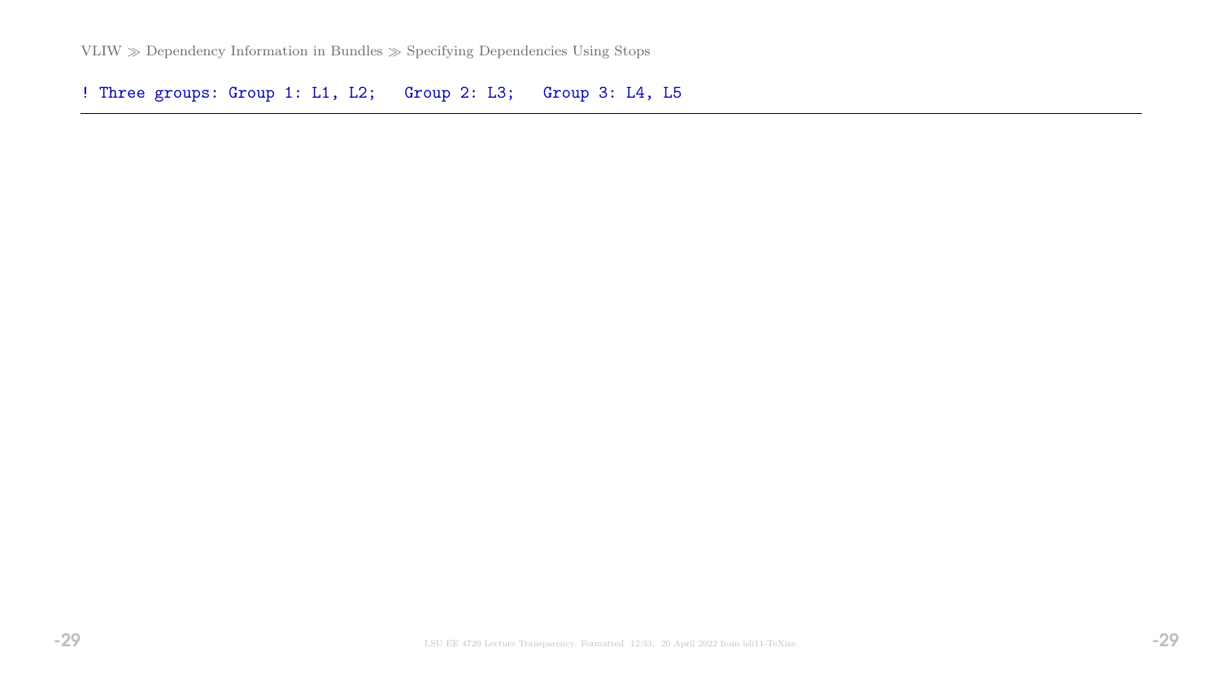```
! Three groups: Group 1: L1, L2;   Group 2: L3;   Group 3: L4, L5
```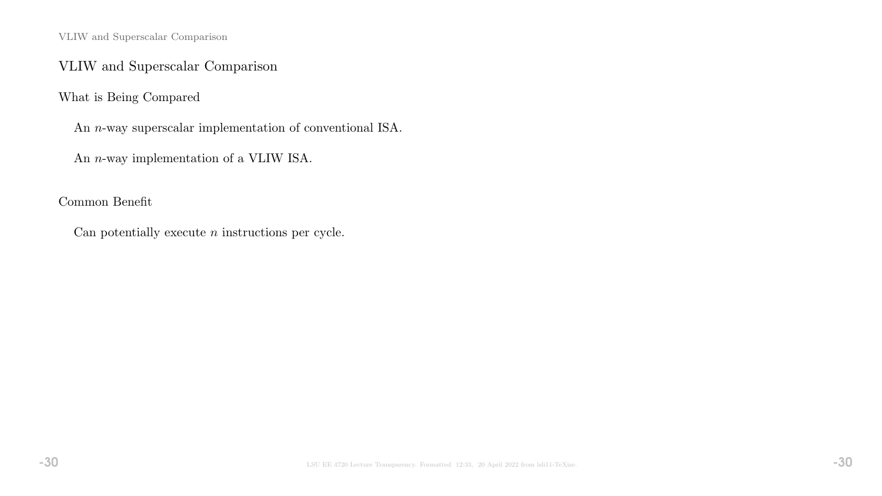# VLIW and Superscalar Comparison

## What is Being Compared

An $n$-way superscalar implementation of conventional ISA.

An $n$-way implementation of a VLIW ISA.

## Common Benefit

Can potentially execute $n$ instructions per cycle.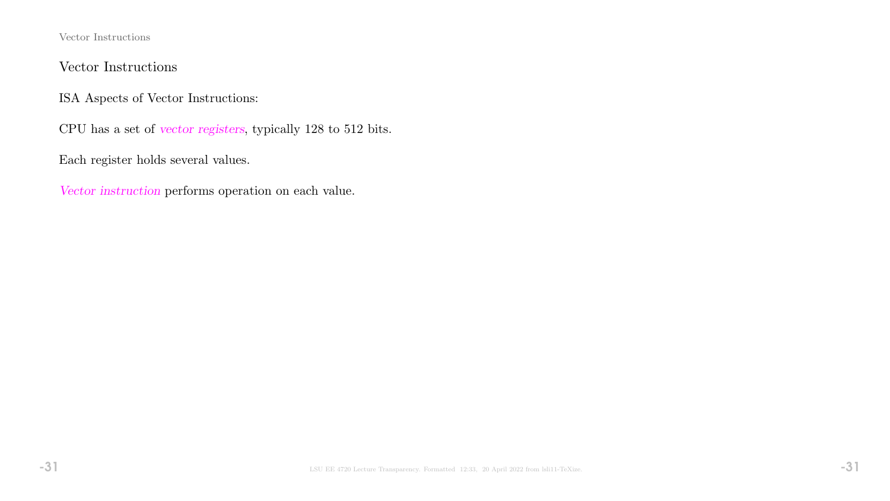## Vector Instructions

ISA Aspects of Vector Instructions:

CPU has a set of *vector registers*, typically 128 to 512 bits.

Each register holds several values.

*Vector instruction* performs operation on each value.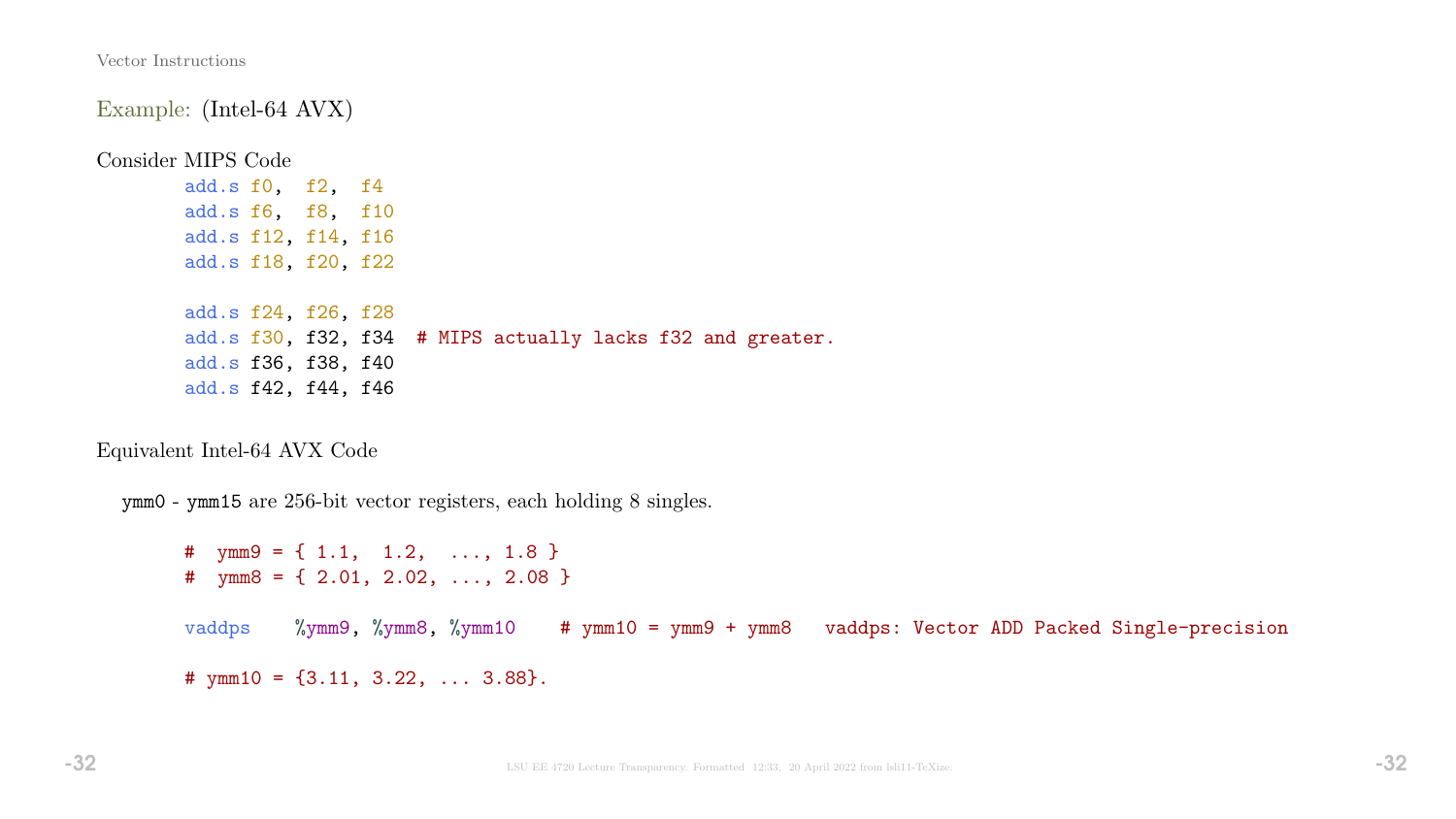Example: (Intel-64 AVX)

Consider MIPS Code

```
        add.s f0,  f2,  f4
        add.s f6,  f8,  f10
        add.s f12, f14, f16
        add.s f18, f20, f22

        add.s f24, f26, f28
        add.s f30, f32, f34  # MIPS actually lacks f32 and greater.
        add.s f36, f38, f40
        add.s f42, f44, f46
```

Equivalent Intel-64 AVX Code

`ymm0` - `ymm15` are 256-bit vector registers, each holding 8 singles.

```
        #  ymm9 = { 1.1,  1.2,  ..., 1.8 }
        #  ymm8 = { 2.01, 2.02, ..., 2.08 }

        vaddps    %ymm9, %ymm8, %ymm10    # ymm10 = ymm9 + ymm8   vaddps: Vector ADD Packed Single-precision

        # ymm10 = {3.11, 3.22, ... 3.88}.
```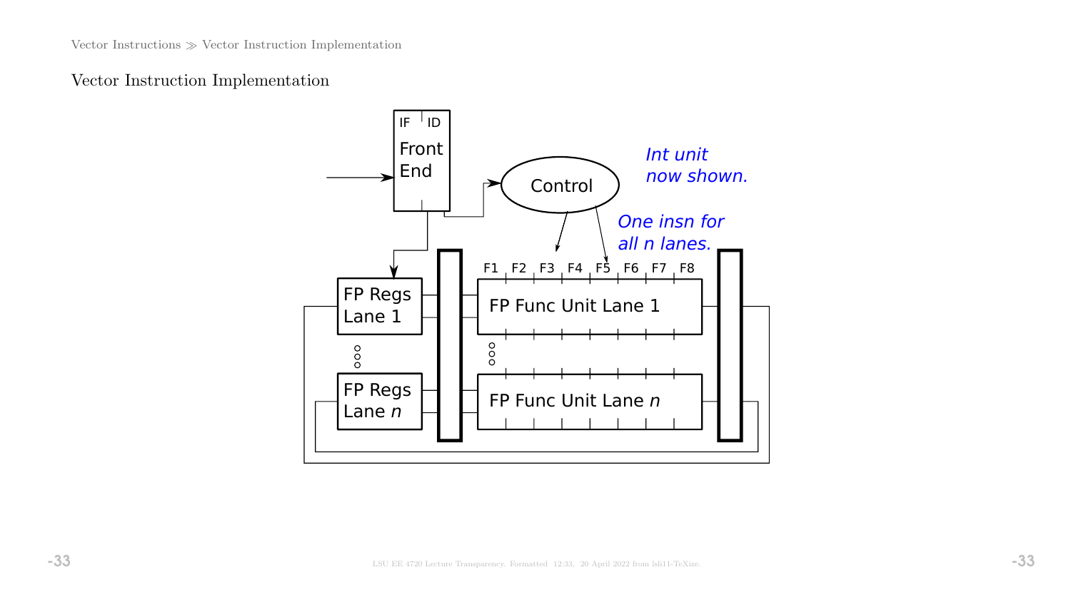## Vector Instruction Implementation

IF | ID

Front End

Control

*Int unit now shown.*

*One insn for all n lanes.*

F1 F2 F3 F4 F5 F6 F7 F8

FP Regs Lane 1

FP Func Unit Lane 1

FP Regs Lane $n$

FP Func Unit Lane $n$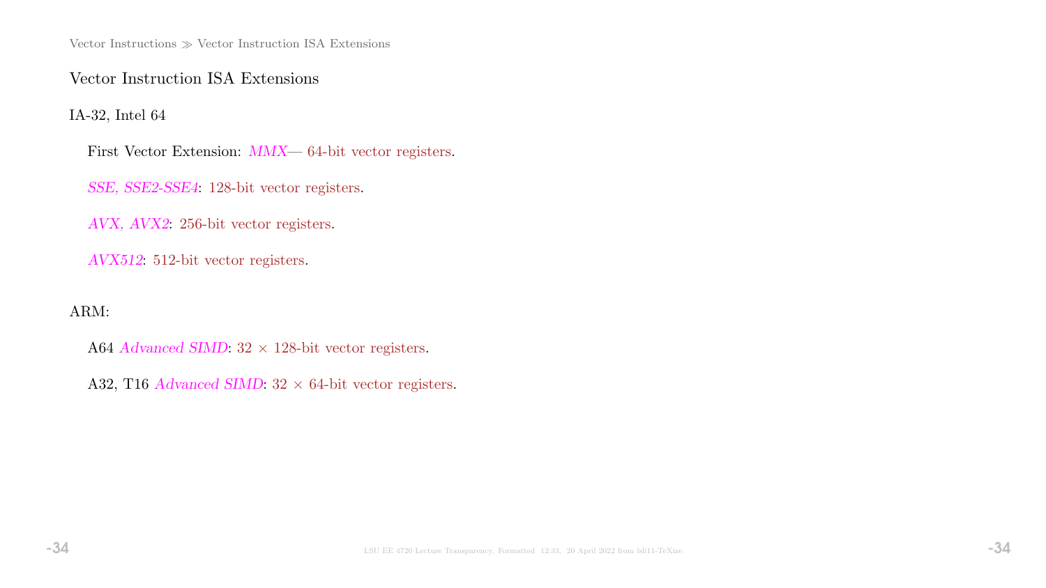## Vector Instruction ISA Extensions

IA-32, Intel 64

First Vector Extension: *MMX*— 64-bit vector registers.

*SSE, SSE2-SSE4*: 128-bit vector registers.

*AVX, AVX2*: 256-bit vector registers.

*AVX512*: 512-bit vector registers.

ARM:

A64 *Advanced SIMD*: $32 \times$ 128-bit vector registers.

A32, T16 *Advanced SIMD*: $32 \times$ 64-bit vector registers.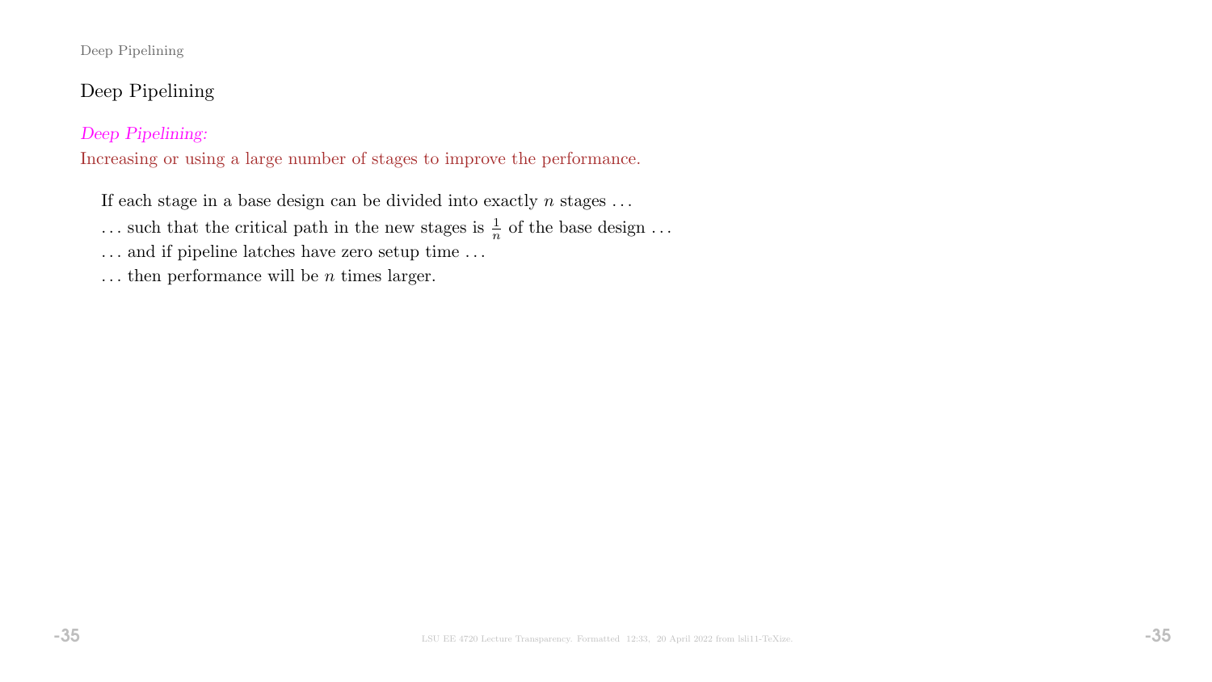## Deep Pipelining

*Deep Pipelining:*
Increasing or using a large number of stages to improve the performance.

If each stage in a base design can be divided into exactly $n$ stages ...

... such that the critical path in the new stages is $\frac{1}{n}$ of the base design ...

... and if pipeline latches have zero setup time ...

... then performance will be $n$ times larger.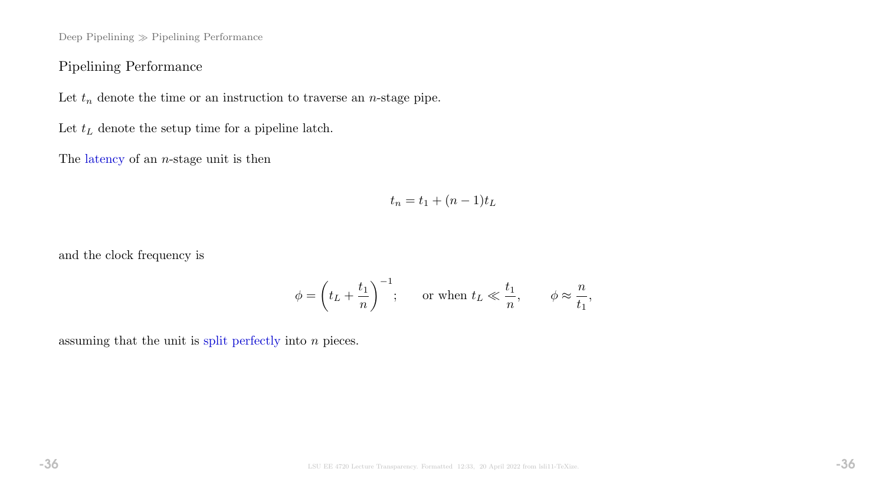## Pipelining Performance

Let $t_n$ denote the time or an instruction to traverse an $n$-stage pipe.

Let $t_L$ denote the setup time for a pipeline latch.

The latency of an $n$-stage unit is then

$$t_n = t_1 + (n-1)t_L$$

and the clock frequency is

$$\phi = \left(t_L + \frac{t_1}{n}\right)^{-1}; \qquad \text{or when } t_L \ll \frac{t_1}{n}, \qquad \phi \approx \frac{n}{t_1},$$

assuming that the unit is split perfectly into $n$ pieces.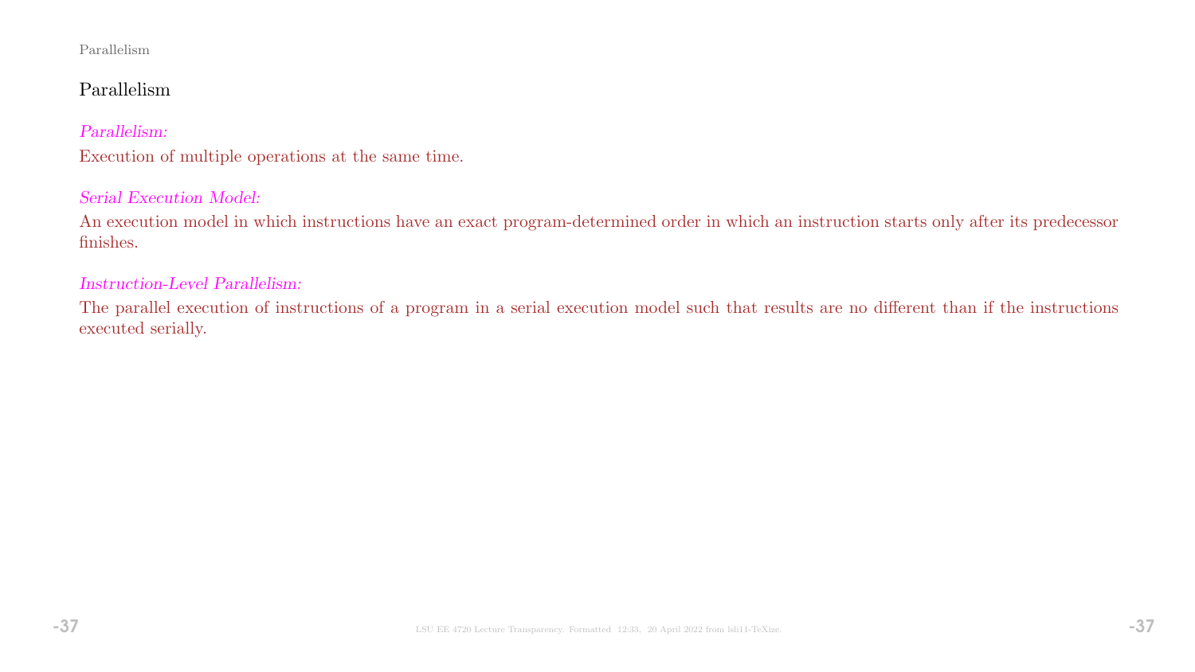## Parallelism

*Parallelism:*

Execution of multiple operations at the same time.

*Serial Execution Model:*

An execution model in which instructions have an exact program-determined order in which an instruction starts only after its predecessor finishes.

*Instruction-Level Parallelism:*

The parallel execution of instructions of a program in a serial execution model such that results are no different than if the instructions executed serially.